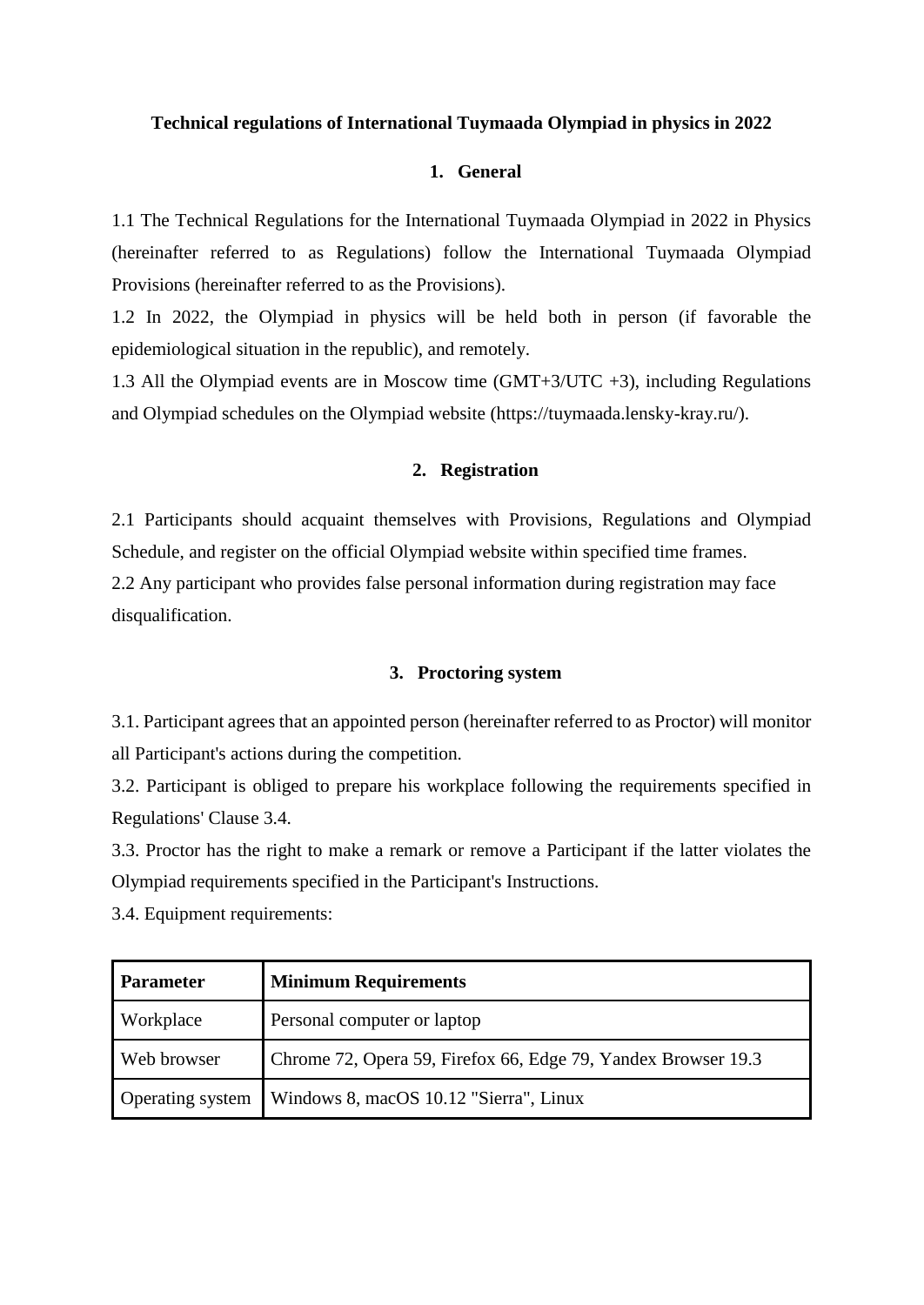# Technical regulations of International Tuymaada Olympiad in physics in 2022

## 1. General

1.1 The Technical Regulations for the International Tuymaada Olympiad in 2022 in Physics (hereinafter referred to as Regulations) follow the International Tuymaada Olympiad Provisions (hereinafter referred to as the Provisions).

1.2 In 2022, the Olympiad in physics will be held both in person (if favorable the epidemiological situation in the republic), and remotely.

1.3 All the Olympiad events are in Moscow time (GMT+3/UTC +3), including Regulations and Olympiad schedules on the Olympiad website (https://tuymaada.lensky-kray.ru/).

## 2. Registration

2.1 Participants should acquaint themselves with Provisions, Regulations and Olympiad Schedule, and register on the official Olympiad website within specified time frames.

2.2 Any participant who provides false personal information during registration may face disqualification.

## 3. Proctoring system

3.1. Participant agrees that an appointed person (hereinafter referred to as Proctor) will monitor all Participant's actions during the competition.

3.2. Participant is obliged to prepare his workplace following the requirements specified in Regulations' Clause 3.4.

3.3. Proctor has the right to make a remark or remove a Participant if the latter violates the Olympiad requirements specified in the Participant's Instructions.

3.4. Equipment requirements:

| **Parameter** | **Minimum Requirements** |
| --- | --- |
| Workplace | Personal computer or laptop |
| Web browser | Chrome 72, Opera 59, Firefox 66, Edge 79, Yandex Browser 19.3 |
| Operating system | Windows 8, macOS 10.12 "Sierra", Linux |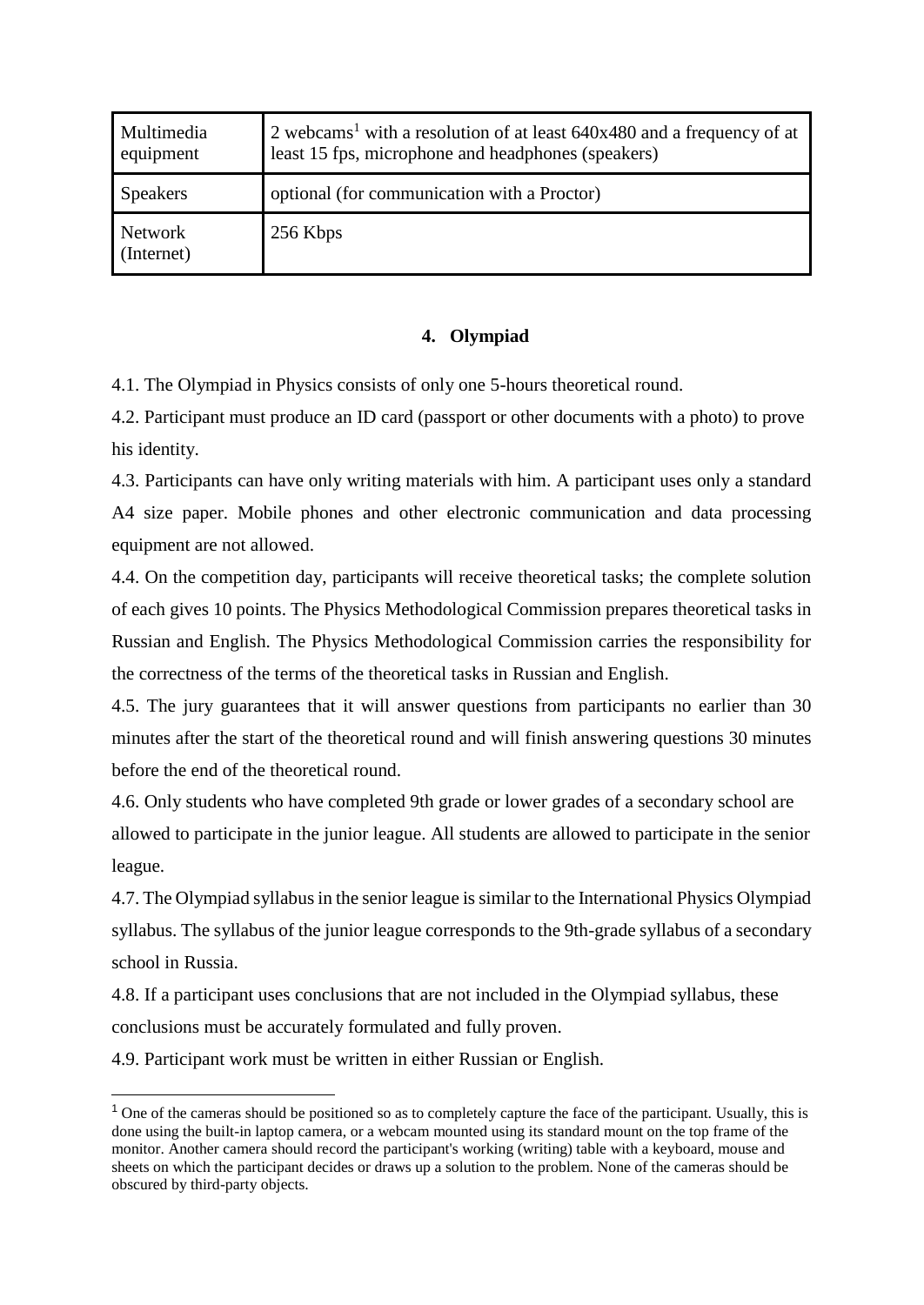| Multimedia equipment | 2 webcams[1] with a resolution of at least 640x480 and a frequency of at least 15 fps, microphone and headphones (speakers) |
|---|---|
| Speakers | optional (for communication with a Proctor) |
| Network (Internet) | 256 Kbps |

## 4. Olympiad

4.1. The Olympiad in Physics consists of only one 5-hours theoretical round.

4.2. Participant must produce an ID card (passport or other documents with a photo) to prove his identity.

4.3. Participants can have only writing materials with him. A participant uses only a standard A4 size paper. Mobile phones and other electronic communication and data processing equipment are not allowed.

4.4. On the competition day, participants will receive theoretical tasks; the complete solution of each gives 10 points. The Physics Methodological Commission prepares theoretical tasks in Russian and English. The Physics Methodological Commission carries the responsibility for the correctness of the terms of the theoretical tasks in Russian and English.

4.5. The jury guarantees that it will answer questions from participants no earlier than 30 minutes after the start of the theoretical round and will finish answering questions 30 minutes before the end of the theoretical round.

4.6. Only students who have completed 9th grade or lower grades of a secondary school are allowed to participate in the junior league. All students are allowed to participate in the senior league.

4.7. The Olympiad syllabus in the senior league is similar to the International Physics Olympiad syllabus. The syllabus of the junior league corresponds to the 9th-grade syllabus of a secondary school in Russia.

4.8. If a participant uses conclusions that are not included in the Olympiad syllabus, these conclusions must be accurately formulated and fully proven.

4.9. Participant work must be written in either Russian or English.

[1] One of the cameras should be positioned so as to completely capture the face of the participant. Usually, this is done using the built-in laptop camera, or a webcam mounted using its standard mount on the top frame of the monitor. Another camera should record the participant's working (writing) table with a keyboard, mouse and sheets on which the participant decides or draws up a solution to the problem. None of the cameras should be obscured by third-party objects.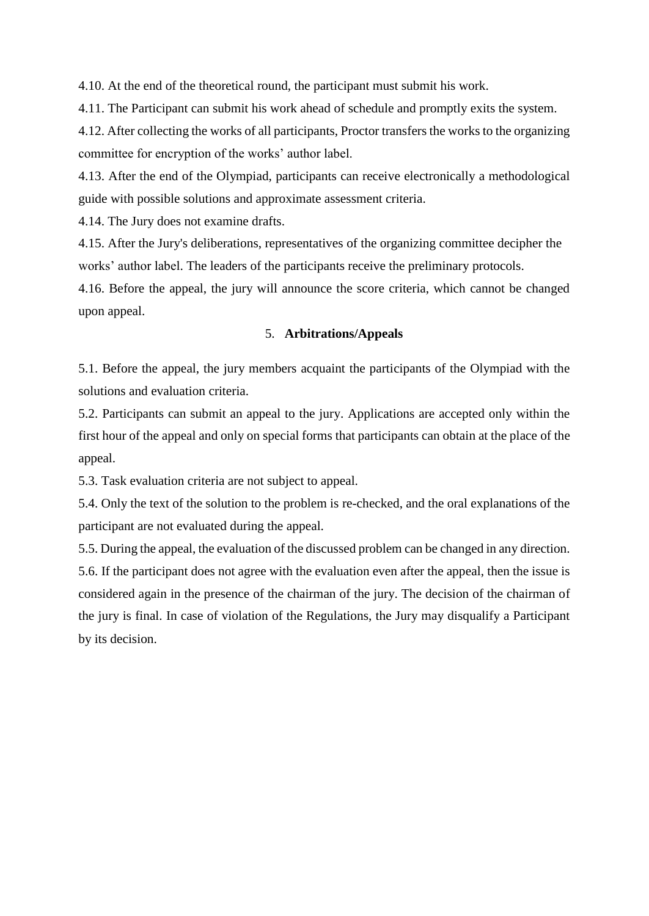4.10. At the end of the theoretical round, the participant must submit his work.

4.11. The Participant can submit his work ahead of schedule and promptly exits the system.

4.12. After collecting the works of all participants, Proctor transfers the works to the organizing committee for encryption of the works' author label.

4.13. After the end of the Olympiad, participants can receive electronically a methodological guide with possible solutions and approximate assessment criteria.

4.14. The Jury does not examine drafts.

4.15. After the Jury's deliberations, representatives of the organizing committee decipher the works' author label. The leaders of the participants receive the preliminary protocols.

4.16. Before the appeal, the jury will announce the score criteria, which cannot be changed upon appeal.

## 5. **Arbitrations/Appeals**

5.1. Before the appeal, the jury members acquaint the participants of the Olympiad with the solutions and evaluation criteria.

5.2. Participants can submit an appeal to the jury. Applications are accepted only within the first hour of the appeal and only on special forms that participants can obtain at the place of the appeal.

5.3. Task evaluation criteria are not subject to appeal.

5.4. Only the text of the solution to the problem is re-checked, and the oral explanations of the participant are not evaluated during the appeal.

5.5. During the appeal, the evaluation of the discussed problem can be changed in any direction.

5.6. If the participant does not agree with the evaluation even after the appeal, then the issue is considered again in the presence of the chairman of the jury. The decision of the chairman of the jury is final. In case of violation of the Regulations, the Jury may disqualify a Participant by its decision.